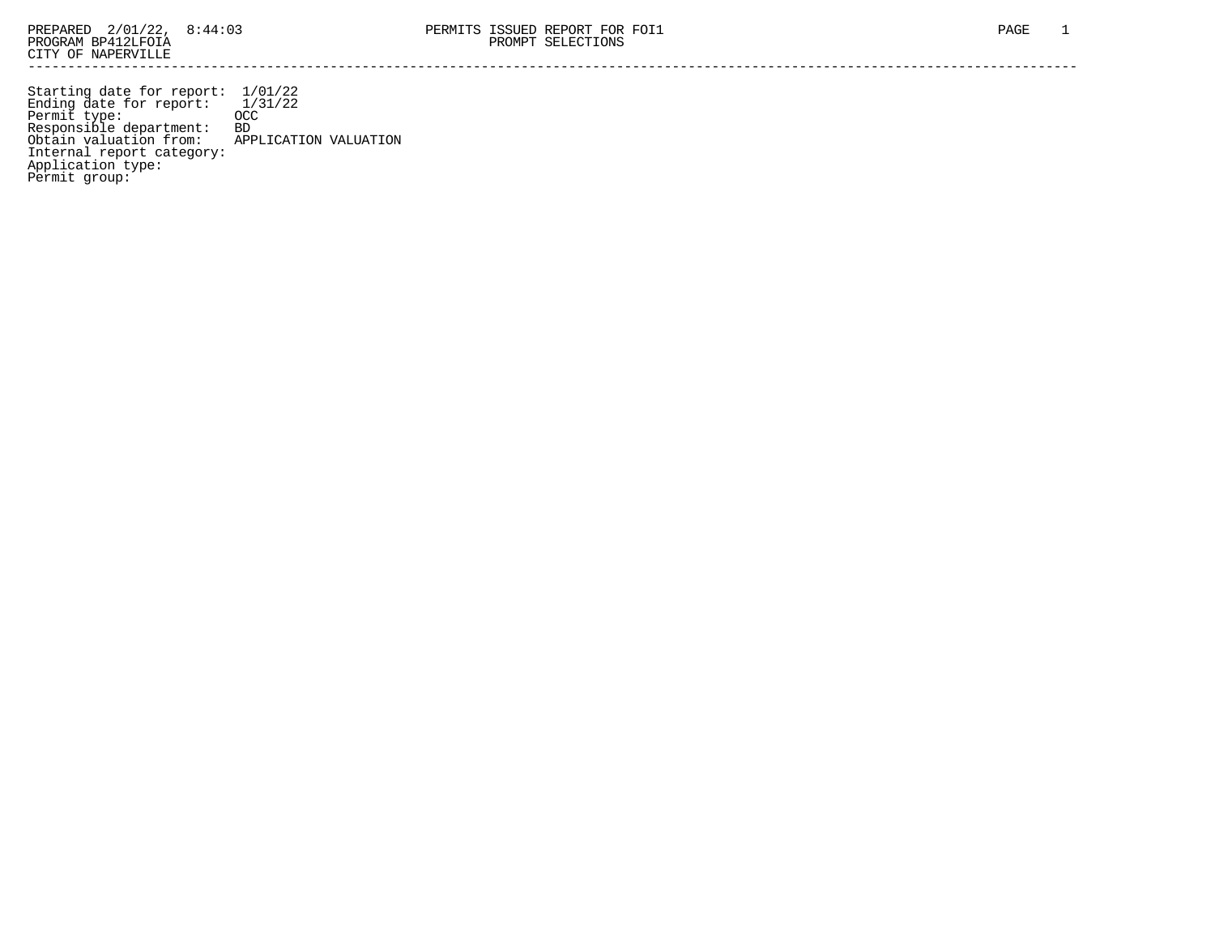PREPARED 2/01/22, 8:44:03
PROGRAM BP412LFOIA
CITY OF NAPERVILLE

PERMITS ISSUED REPORT FOR FOI1
PROMPT SELECTIONS

---

```
Starting date for report:  1/01/22
Ending date for report:    1/31/22
Permit type:              OCC
Responsible department:   BD
Obtain valuation from:    APPLICATION VALUATION
Internal report category:
Application type:
Permit group:
```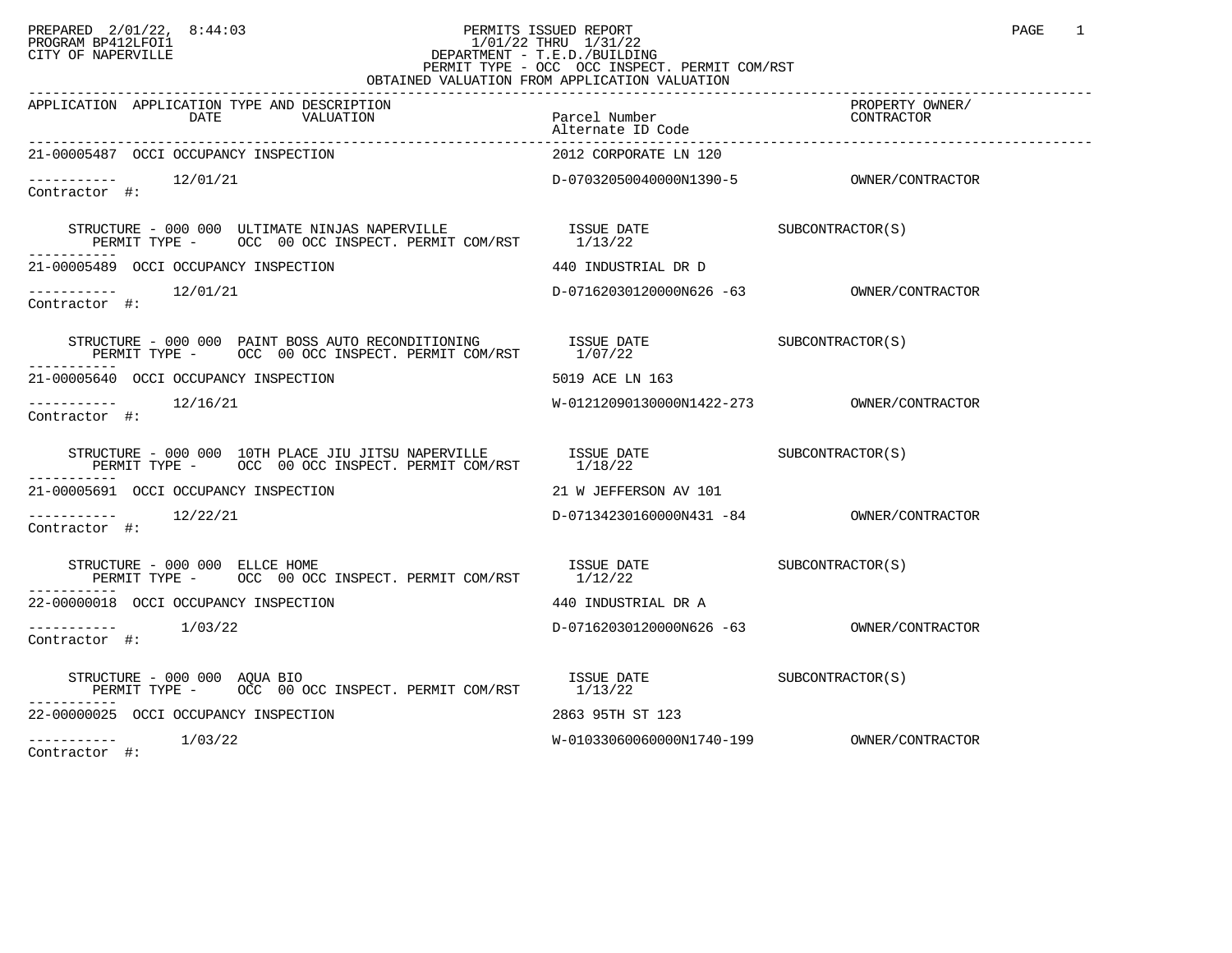PREPARED 2/01/22, 8:44:03
PROGRAM BP412LFOI1
CITY OF NAPERVILLE

PERMITS ISSUED REPORT
1/01/22 THRU 1/31/22
DEPARTMENT - T.E.D./BUILDING
PERMIT TYPE - OCC OCC INSPECT. PERMIT COM/RST
OBTAINED VALUATION FROM APPLICATION VALUATION

| APPLICATION | APPLICATION TYPE AND DESCRIPTION DATE VALUATION | Parcel Number Alternate ID Code | PROPERTY OWNER/ CONTRACTOR |
|---|---|---|---|
| 21-00005487 | OCCI OCCUPANCY INSPECTION | 2012 CORPORATE LN 120 | |
| ----------- | 12/01/21 | D-07032050040000N1390-5 | OWNER/CONTRACTOR |
| Contractor #: | | | |
| | STRUCTURE - 000 000 ULTIMATE NINJAS NAPERVILLE | ISSUE DATE | SUBCONTRACTOR(S) |
| | PERMIT TYPE - OCC 00 OCC INSPECT. PERMIT COM/RST | 1/13/22 | |
| 21-00005489 | OCCI OCCUPANCY INSPECTION | 440 INDUSTRIAL DR D | |
| ----------- | 12/01/21 | D-07162030120000N626 -63 | OWNER/CONTRACTOR |
| Contractor #: | | | |
| | STRUCTURE - 000 000 PAINT BOSS AUTO RECONDITIONING | ISSUE DATE | SUBCONTRACTOR(S) |
| | PERMIT TYPE - OCC 00 OCC INSPECT. PERMIT COM/RST | 1/07/22 | |
| 21-00005640 | OCCI OCCUPANCY INSPECTION | 5019 ACE LN 163 | |
| ----------- | 12/16/21 | W-01212090130000N1422-273 | OWNER/CONTRACTOR |
| Contractor #: | | | |
| | STRUCTURE - 000 000 10TH PLACE JIU JITSU NAPERVILLE | ISSUE DATE | SUBCONTRACTOR(S) |
| | PERMIT TYPE - OCC 00 OCC INSPECT. PERMIT COM/RST | 1/18/22 | |
| 21-00005691 | OCCI OCCUPANCY INSPECTION | 21 W JEFFERSON AV 101 | |
| ----------- | 12/22/21 | D-07134230160000N431 -84 | OWNER/CONTRACTOR |
| Contractor #: | | | |
| | STRUCTURE - 000 000 ELLCE HOME | ISSUE DATE | SUBCONTRACTOR(S) |
| | PERMIT TYPE - OCC 00 OCC INSPECT. PERMIT COM/RST | 1/12/22 | |
| 22-00000018 | OCCI OCCUPANCY INSPECTION | 440 INDUSTRIAL DR A | |
| ----------- | 1/03/22 | D-07162030120000N626 -63 | OWNER/CONTRACTOR |
| Contractor #: | | | |
| | STRUCTURE - 000 000 AQUA BIO | ISSUE DATE | SUBCONTRACTOR(S) |
| | PERMIT TYPE - OCC 00 OCC INSPECT. PERMIT COM/RST | 1/13/22 | |
| 22-00000025 | OCCI OCCUPANCY INSPECTION | 2863 95TH ST 123 | |
| ----------- | 1/03/22 | W-01033060060000N1740-199 | OWNER/CONTRACTOR |
| Contractor #: | | | |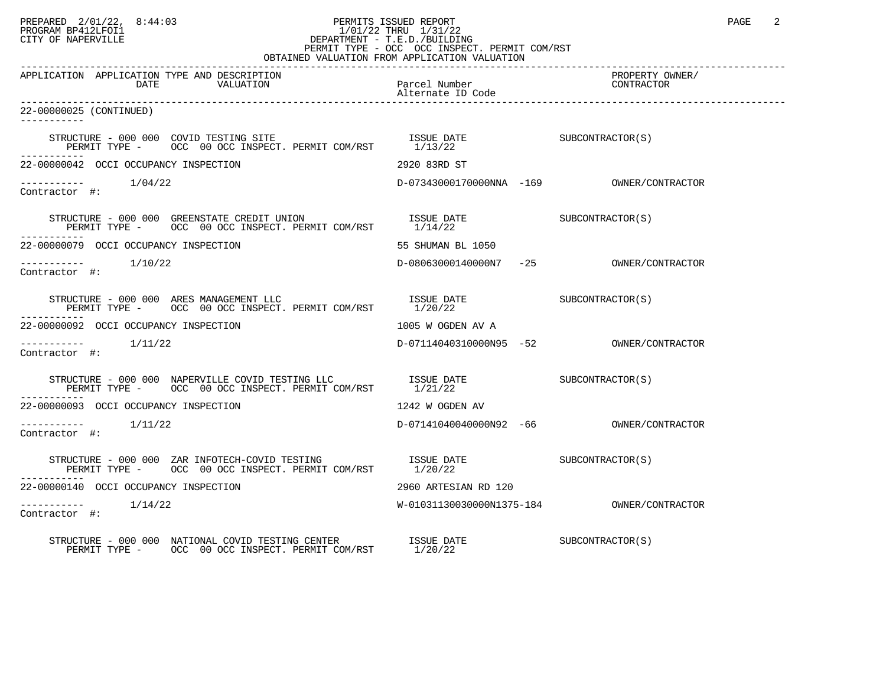PREPARED 2/01/22, 8:44:03
PROGRAM BP412LFOI1
CITY OF NAPERVILLE

PERMITS ISSUED REPORT
1/01/22 THRU 1/31/22
DEPARTMENT - T.E.D./BUILDING
PERMIT TYPE - OCC OCC INSPECT. PERMIT COM/RST
OBTAINED VALUATION FROM APPLICATION VALUATION

| APPLICATION | APPLICATION TYPE AND DESCRIPTION DATE VALUATION | Parcel Number / Alternate ID Code | PROPERTY OWNER/ CONTRACTOR |
|---|---|---|---|

**22-00000025 (CONTINUED)**

STRUCTURE - 000 000 COVID TESTING SITE — ISSUE DATE 1/13/22 — SUBCONTRACTOR(S)
PERMIT TYPE - OCC 00 OCC INSPECT. PERMIT COM/RST

**22-00000042** OCCI OCCUPANCY INSPECTION — 2920 83RD ST
1/04/22 — D-07343000170000NNA -169 — OWNER/CONTRACTOR
Contractor #:

STRUCTURE - 000 000 GREENSTATE CREDIT UNION — ISSUE DATE 1/14/22 — SUBCONTRACTOR(S)
PERMIT TYPE - OCC 00 OCC INSPECT. PERMIT COM/RST

**22-00000079** OCCI OCCUPANCY INSPECTION — 55 SHUMAN BL 1050
1/10/22 — D-08063000140000N7 -25 — OWNER/CONTRACTOR
Contractor #:

STRUCTURE - 000 000 ARES MANAGEMENT LLC — ISSUE DATE 1/20/22 — SUBCONTRACTOR(S)
PERMIT TYPE - OCC 00 OCC INSPECT. PERMIT COM/RST

**22-00000092** OCCI OCCUPANCY INSPECTION — 1005 W OGDEN AV A
1/11/22 — D-07114040310000N95 -52 — OWNER/CONTRACTOR
Contractor #:

STRUCTURE - 000 000 NAPERVILLE COVID TESTING LLC — ISSUE DATE 1/21/22 — SUBCONTRACTOR(S)
PERMIT TYPE - OCC 00 OCC INSPECT. PERMIT COM/RST

**22-00000093** OCCI OCCUPANCY INSPECTION — 1242 W OGDEN AV
1/11/22 — D-07141040040000N92 -66 — OWNER/CONTRACTOR
Contractor #:

STRUCTURE - 000 000 ZAR INFOTECH-COVID TESTING — ISSUE DATE 1/20/22 — SUBCONTRACTOR(S)
PERMIT TYPE - OCC 00 OCC INSPECT. PERMIT COM/RST

**22-00000140** OCCI OCCUPANCY INSPECTION — 2960 ARTESIAN RD 120
1/14/22 — W-01031130030000N1375-184 — OWNER/CONTRACTOR
Contractor #:

STRUCTURE - 000 000 NATIONAL COVID TESTING CENTER — ISSUE DATE 1/20/22 — SUBCONTRACTOR(S)
PERMIT TYPE - OCC 00 OCC INSPECT. PERMIT COM/RST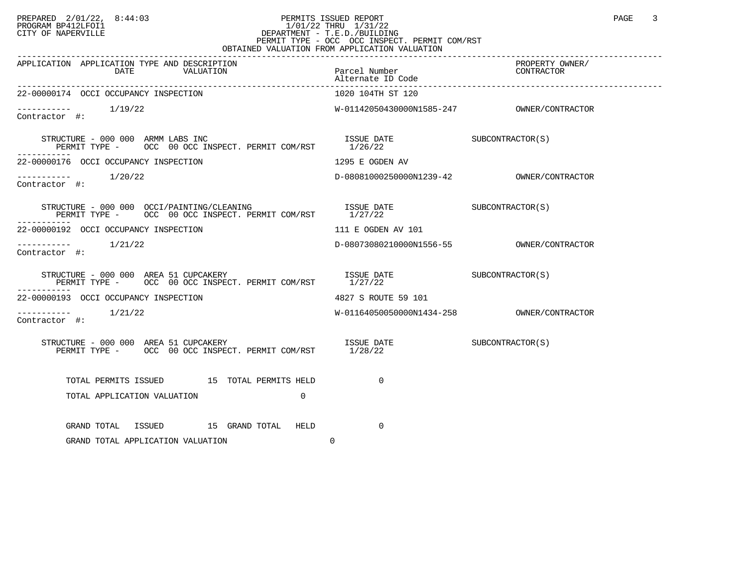PREPARED 2/01/22, 8:44:03
PROGRAM BP412LFOI1
CITY OF NAPERVILLE

PERMITS ISSUED REPORT
1/01/22 THRU 1/31/22
DEPARTMENT - T.E.D./BUILDING
PERMIT TYPE - OCC OCC INSPECT. PERMIT COM/RST
OBTAINED VALUATION FROM APPLICATION VALUATION

| APPLICATION | APPLICATION TYPE AND DESCRIPTION / DATE / VALUATION | Parcel Number / Alternate ID Code | PROPERTY OWNER/ CONTRACTOR |
|---|---|---|---|
| 22-00000174 | OCCI OCCUPANCY INSPECTION | 1020 104TH ST 120 | |
| ----------- | 1/19/22 | W-01142050430000N1585-247 | OWNER/CONTRACTOR |
| Contractor #: | | | |
| | STRUCTURE - 000 000 ARMM LABS INC / PERMIT TYPE - OCC 00 OCC INSPECT. PERMIT COM/RST | ISSUE DATE 1/26/22 | SUBCONTRACTOR(S) |
| 22-00000176 | OCCI OCCUPANCY INSPECTION | 1295 E OGDEN AV | |
| ----------- | 1/20/22 | D-08081000250000N1239-42 | OWNER/CONTRACTOR |
| Contractor #: | | | |
| | STRUCTURE - 000 000 OCCI/PAINTING/CLEANING / PERMIT TYPE - OCC 00 OCC INSPECT. PERMIT COM/RST | ISSUE DATE 1/27/22 | SUBCONTRACTOR(S) |
| 22-00000192 | OCCI OCCUPANCY INSPECTION | 111 E OGDEN AV 101 | |
| ----------- | 1/21/22 | D-08073080210000N1556-55 | OWNER/CONTRACTOR |
| Contractor #: | | | |
| | STRUCTURE - 000 000 AREA 51 CUPCAKERY / PERMIT TYPE - OCC 00 OCC INSPECT. PERMIT COM/RST | ISSUE DATE 1/27/22 | SUBCONTRACTOR(S) |
| 22-00000193 | OCCI OCCUPANCY INSPECTION | 4827 S ROUTE 59 101 | |
| ----------- | 1/21/22 | W-01164050050000N1434-258 | OWNER/CONTRACTOR |
| Contractor #: | | | |
| | STRUCTURE - 000 000 AREA 51 CUPCAKERY / PERMIT TYPE - OCC 00 OCC INSPECT. PERMIT COM/RST | ISSUE DATE 1/28/22 | SUBCONTRACTOR(S) |

TOTAL PERMITS ISSUED 15 TOTAL PERMITS HELD 0

TOTAL APPLICATION VALUATION 0

GRAND TOTAL ISSUED 15 GRAND TOTAL HELD 0

GRAND TOTAL APPLICATION VALUATION 0